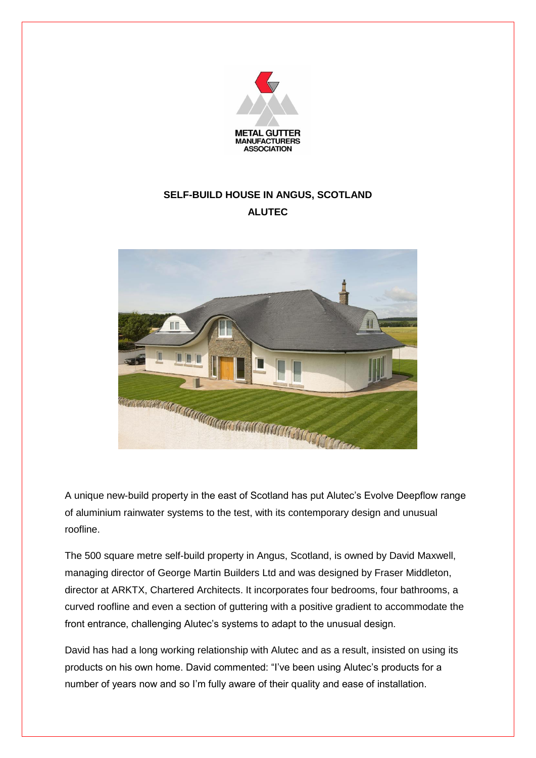**SELF-BUILD HOUSE IN ANGUS, SCOTLAND**

**ALUTEC**

A unique new-build property in the east of Scotland has put Alutec's Evolve Deepflow range of aluminium rainwater systems to the test, with its contemporary design and unusual roofline.

The 500 square metre self-build property in Angus, Scotland, is owned by David Maxwell, managing director of George Martin Builders Ltd and was designed by Fraser Middleton, director at ARKTX, Chartered Architects. It incorporates four bedrooms, four bathrooms, a curved roofline and even a section of guttering with a positive gradient to accommodate the front entrance, challenging Alutec's systems to adapt to the unusual design.

David has had a long working relationship with Alutec and as a result, insisted on using its products on his own home. David commented: "I've been using Alutec's products for a number of years now and so I'm fully aware of their quality and ease of installation.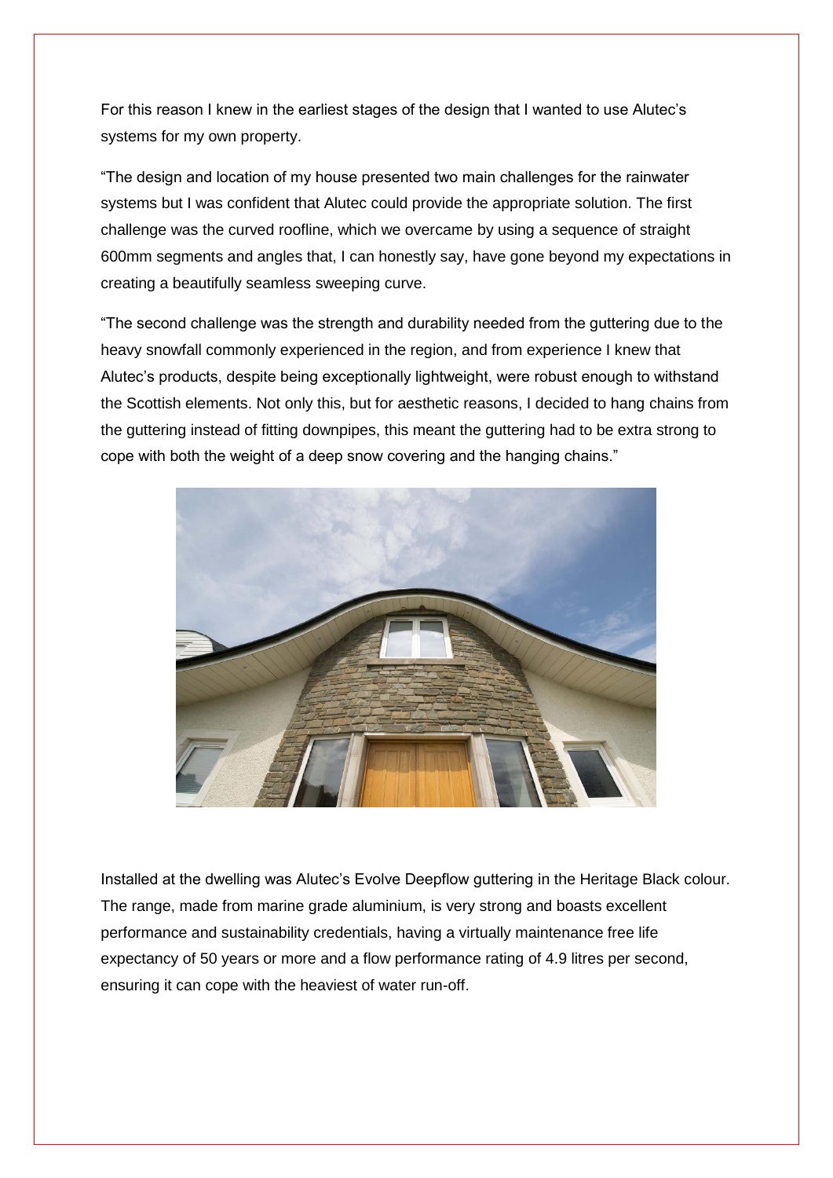For this reason I knew in the earliest stages of the design that I wanted to use Alutec's systems for my own property.

"The design and location of my house presented two main challenges for the rainwater systems but I was confident that Alutec could provide the appropriate solution. The first challenge was the curved roofline, which we overcame by using a sequence of straight 600mm segments and angles that, I can honestly say, have gone beyond my expectations in creating a beautifully seamless sweeping curve.

"The second challenge was the strength and durability needed from the guttering due to the heavy snowfall commonly experienced in the region, and from experience I knew that Alutec's products, despite being exceptionally lightweight, were robust enough to withstand the Scottish elements. Not only this, but for aesthetic reasons, I decided to hang chains from the guttering instead of fitting downpipes, this meant the guttering had to be extra strong to cope with both the weight of a deep snow covering and the hanging chains."

Installed at the dwelling was Alutec's Evolve Deepflow guttering in the Heritage Black colour. The range, made from marine grade aluminium, is very strong and boasts excellent performance and sustainability credentials, having a virtually maintenance free life expectancy of 50 years or more and a flow performance rating of 4.9 litres per second, ensuring it can cope with the heaviest of water run-off.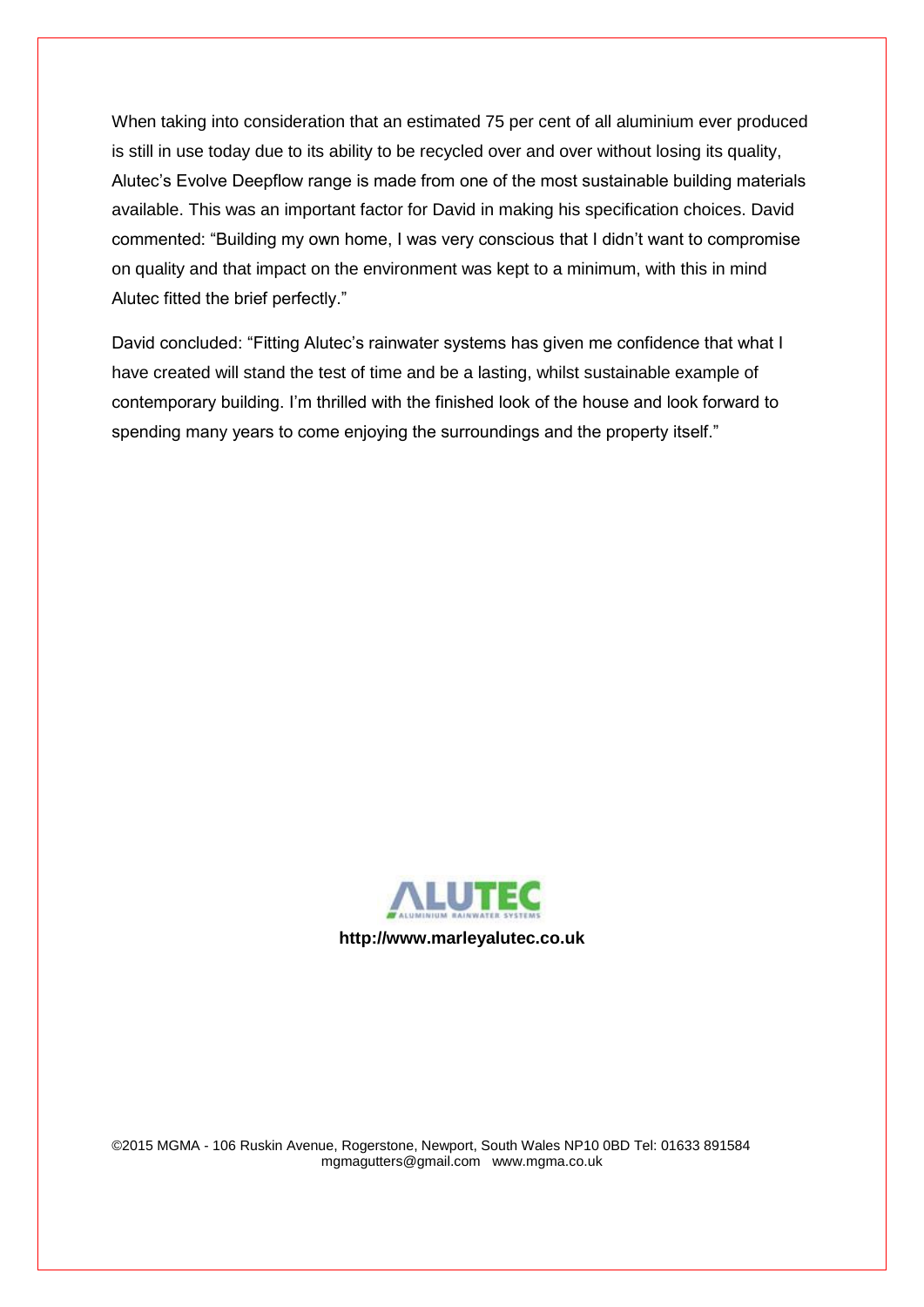When taking into consideration that an estimated 75 per cent of all aluminium ever produced is still in use today due to its ability to be recycled over and over without losing its quality, Alutec's Evolve Deepflow range is made from one of the most sustainable building materials available. This was an important factor for David in making his specification choices. David commented: "Building my own home, I was very conscious that I didn't want to compromise on quality and that impact on the environment was kept to a minimum, with this in mind Alutec fitted the brief perfectly."

David concluded: "Fitting Alutec's rainwater systems has given me confidence that what I have created will stand the test of time and be a lasting, whilst sustainable example of contemporary building. I'm thrilled with the finished look of the house and look forward to spending many years to come enjoying the surroundings and the property itself."

ALUTEC
ALUMINIUM RAINWATER SYSTEMS

**http://www.marleyalutec.co.uk**

©2015 MGMA - 106 Ruskin Avenue, Rogerstone, Newport, South Wales NP10 0BD Tel: 01633 891584
mgmagutters@gmail.com www.mgma.co.uk